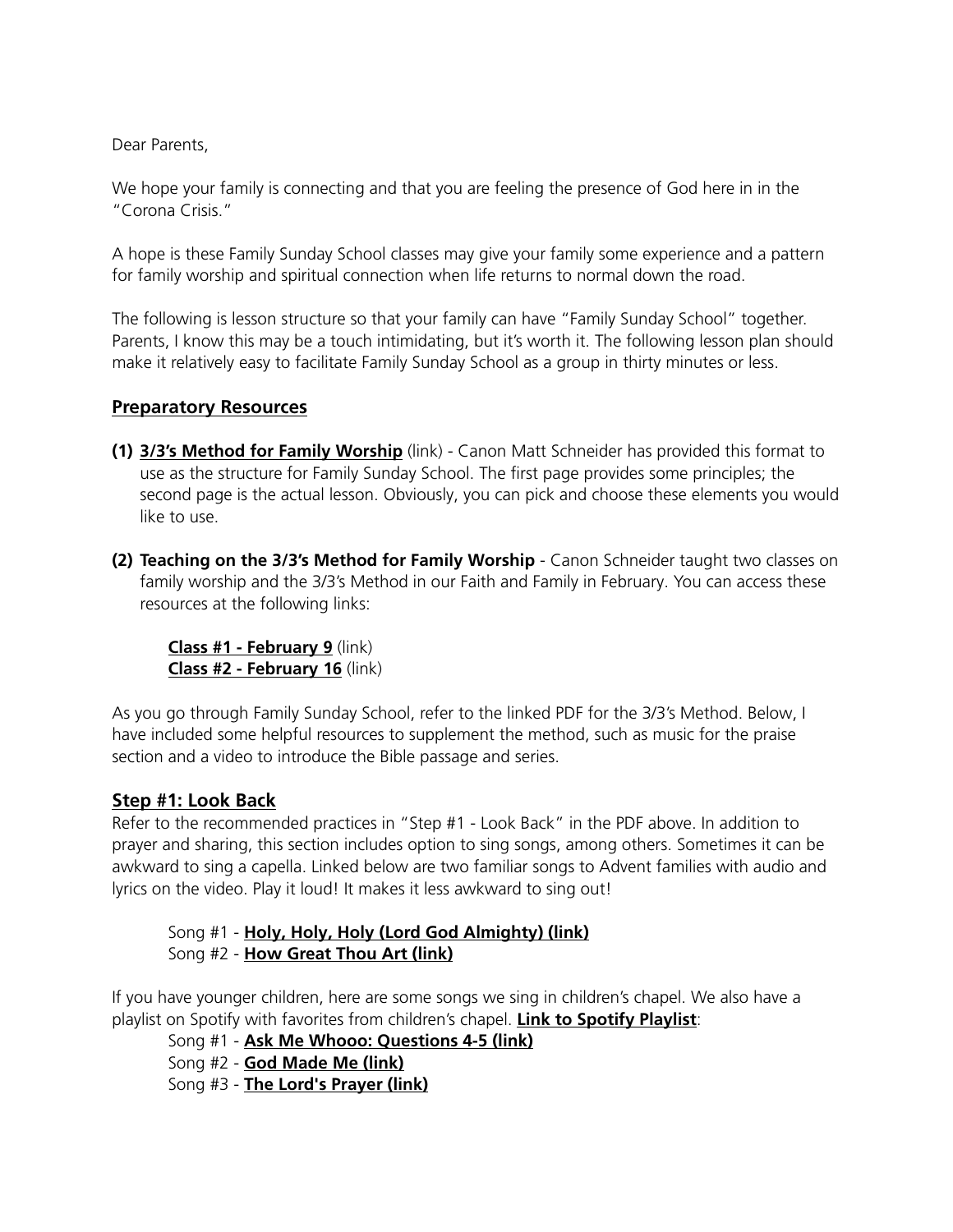Dear Parents,

We hope your family is connecting and that you are feeling the presence of God here in in the "Corona Crisis."

A hope is these Family Sunday School classes may give your family some experience and a pattern for family worship and spiritual connection when life returns to normal down the road.

The following is lesson structure so that your family can have "Family Sunday School" together. Parents, I know this may be a touch intimidating, but it's worth it. The following lesson plan should make it relatively easy to facilitate Family Sunday School as a group in thirty minutes or less.

## Preparatory Resources

**(1)** **3/3's Method for Family Worship** (link) - Canon Matt Schneider has provided this format to use as the structure for Family Sunday School. The first page provides some principles; the second page is the actual lesson. Obviously, you can pick and choose these elements you would like to use.

**(2)** **Teaching on the 3/3's Method for Family Worship** - Canon Schneider taught two classes on family worship and the 3/3's Method in our Faith and Family in February. You can access these resources at the following links:

> **Class #1 - February 9** (link)
> **Class #2 - February 16** (link)

As you go through Family Sunday School, refer to the linked PDF for the 3/3's Method. Below, I have included some helpful resources to supplement the method, such as music for the praise section and a video to introduce the Bible passage and series.

## Step #1: Look Back

Refer to the recommended practices in "Step #1 - Look Back" in the PDF above. In addition to prayer and sharing, this section includes option to sing songs, among others. Sometimes it can be awkward to sing a capella. Linked below are two familiar songs to Advent families with audio and lyrics on the video. Play it loud! It makes it less awkward to sing out!

> Song #1 - **Holy, Holy, Holy (Lord God Almighty) (link)**
> Song #2 - **How Great Thou Art (link)**

If you have younger children, here are some songs we sing in children's chapel. We also have a playlist on Spotify with favorites from children's chapel. **Link to Spotify Playlist**:

> Song #1 - **Ask Me Whooo: Questions 4-5 (link)**
> Song #2 - **God Made Me (link)**
> Song #3 - **The Lord's Prayer (link)**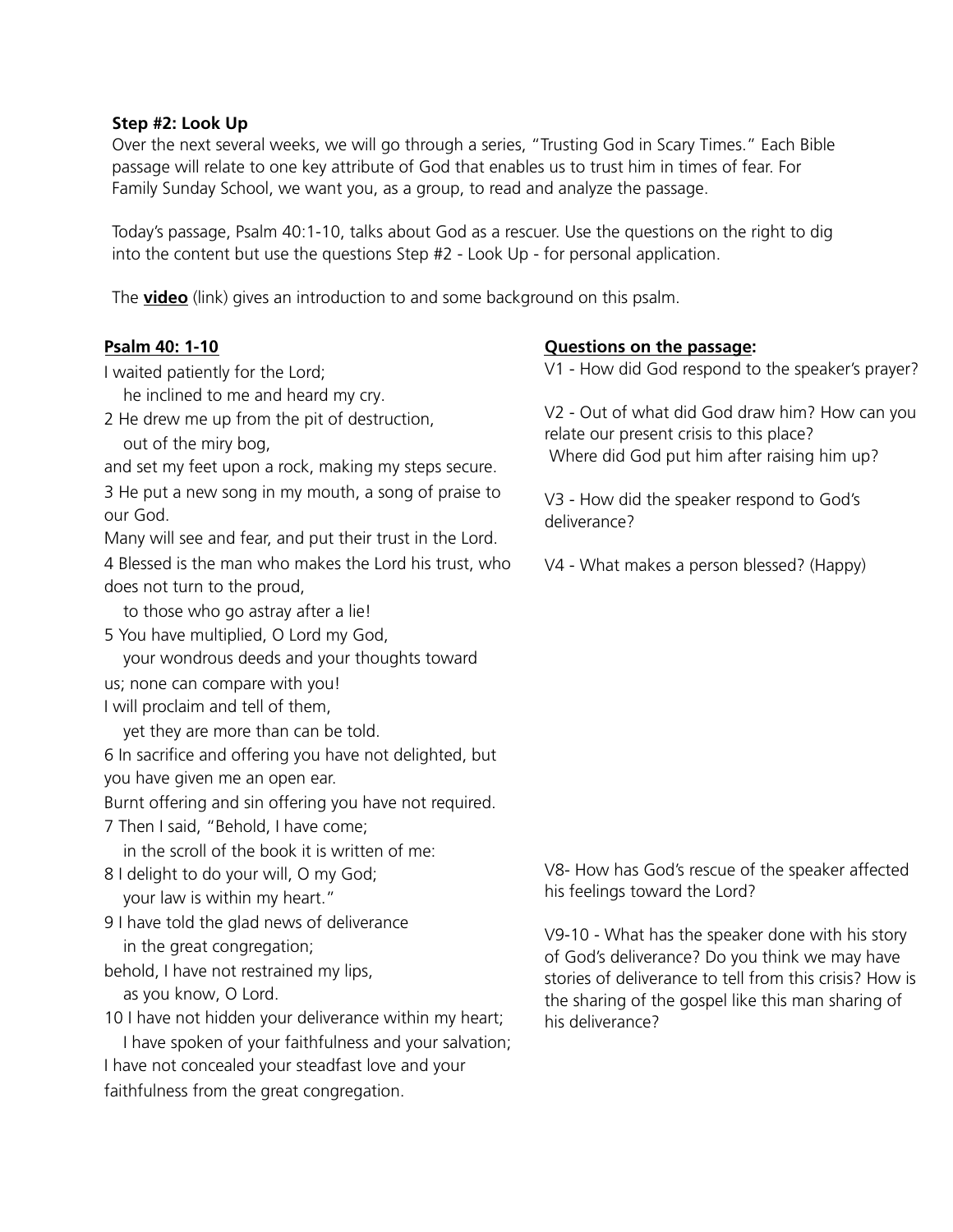**Step #2: Look Up**

Over the next several weeks, we will go through a series, "Trusting God in Scary Times." Each Bible passage will relate to one key attribute of God that enables us to trust him in times of fear. For Family Sunday School, we want you, as a group, to read and analyze the passage.

Today's passage, Psalm 40:1-10, talks about God as a rescuer. Use the questions on the right to dig into the content but use the questions Step #2 - Look Up - for personal application.

The **video** (link) gives an introduction to and some background on this psalm.

__Psalm 40: 1-10__

I waited patiently for the Lord;
 he inclined to me and heard my cry.
2 He drew me up from the pit of destruction,
 out of the miry bog,
and set my feet upon a rock, making my steps secure.
3 He put a new song in my mouth, a song of praise to our God.
Many will see and fear, and put their trust in the Lord.
4 Blessed is the man who makes the Lord his trust, who does not turn to the proud,
 to those who go astray after a lie!
5 You have multiplied, O Lord my God,
 your wondrous deeds and your thoughts toward us; none can compare with you!
I will proclaim and tell of them,
 yet they are more than can be told.
6 In sacrifice and offering you have not delighted, but you have given me an open ear.
Burnt offering and sin offering you have not required.
7 Then I said, "Behold, I have come;
 in the scroll of the book it is written of me:
8 I delight to do your will, O my God;
 your law is within my heart."
9 I have told the glad news of deliverance
 in the great congregation;
behold, I have not restrained my lips,
 as you know, O Lord.
10 I have not hidden your deliverance within my heart;
 I have spoken of your faithfulness and your salvation;
I have not concealed your steadfast love and your faithfulness from the great congregation.

__Questions on the passage:__

V1 - How did God respond to the speaker's prayer?

V2 - Out of what did God draw him? How can you relate our present crisis to this place?
Where did God put him after raising him up?

V3 - How did the speaker respond to God's deliverance?

V4 - What makes a person blessed? (Happy)

V8- How has God's rescue of the speaker affected his feelings toward the Lord?

V9-10 - What has the speaker done with his story of God's deliverance? Do you think we may have stories of deliverance to tell from this crisis? How is the sharing of the gospel like this man sharing of his deliverance?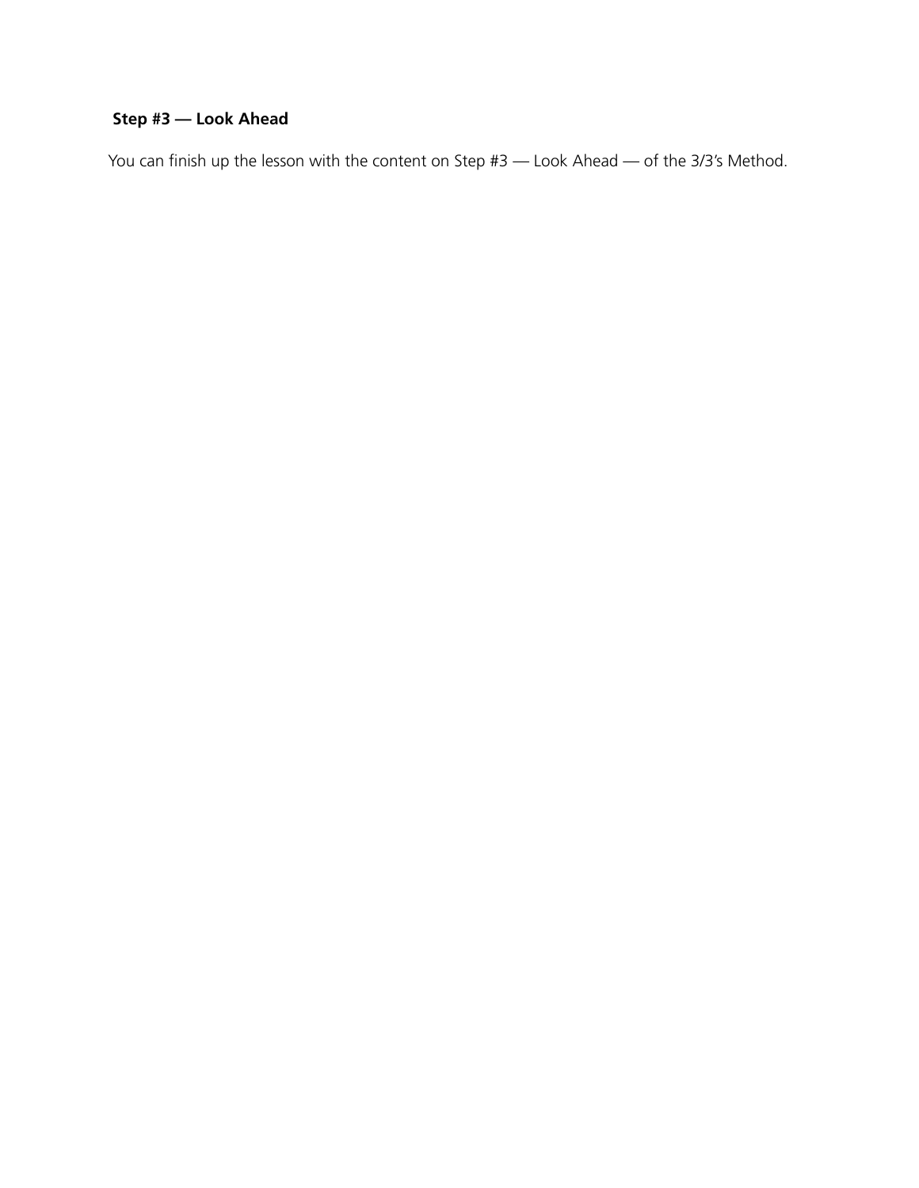**Step #3 — Look Ahead**

You can finish up the lesson with the content on Step #3 — Look Ahead — of the 3/3's Method.